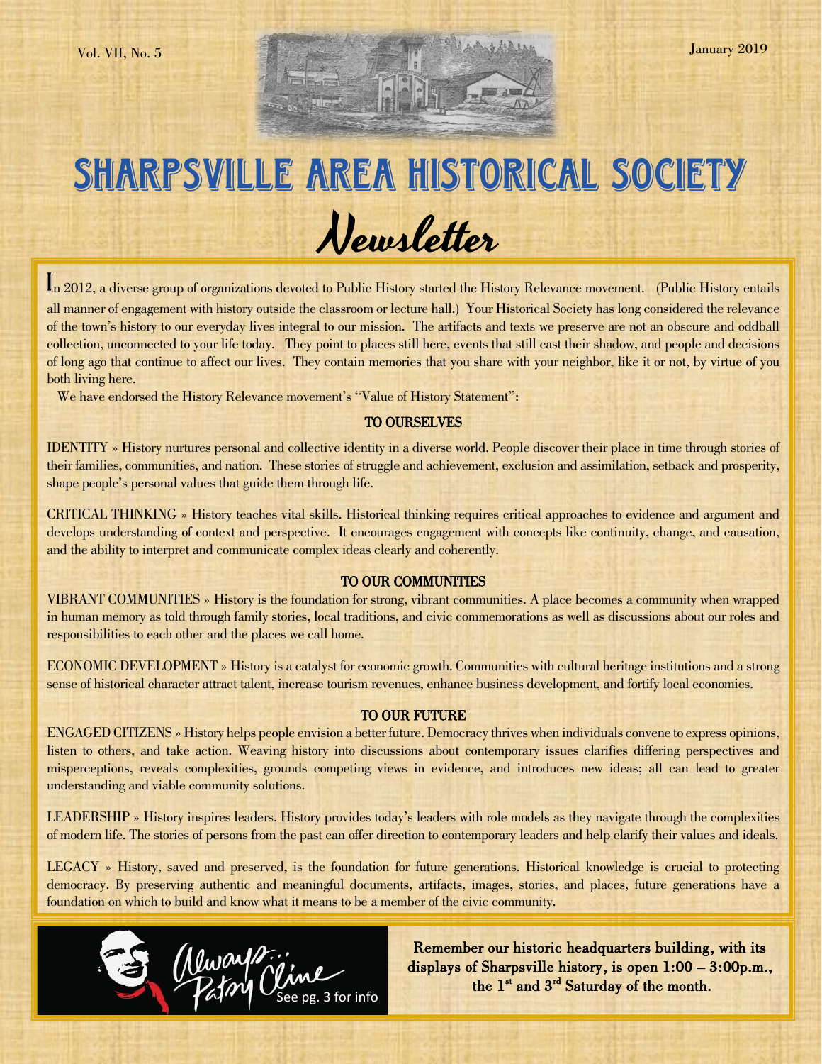# SHARPSVILLE AREA HISTORICAL SOCIETY

## Newsletter

Vol. VII, No. 5

January 2019

In 2012, a diverse group of organizations devoted to Public History started the History Relevance movement. (Public History entails all manner of engagement with history outside the classroom or lecture hall.) Your Historical Society has long considered the relevance of the town's history to our everyday lives integral to our mission. The artifacts and texts we preserve are not an obscure and oddball collection, unconnected to your life today. They point to places still here, events that still cast their shadow, and people and decisions of long ago that continue to affect our lives. They contain memories that you share with your neighbor, like it or not, by virtue of you both living here.

We have endorsed the History Relevance movement's "Value of History Statement":

### TO OURSELVES

IDENTITY » History nurtures personal and collective identity in a diverse world. People discover their place in time through stories of their families, communities, and nation. These stories of struggle and achievement, exclusion and assimilation, setback and prosperity, shape people's personal values that guide them through life.

CRITICAL THINKING » History teaches vital skills. Historical thinking requires critical approaches to evidence and argument and develops understanding of context and perspective. It encourages engagement with concepts like continuity, change, and causation, and the ability to interpret and communicate complex ideas clearly and coherently.

### TO OUR COMMUNITIES

VIBRANT COMMUNITIES » History is the foundation for strong, vibrant communities. A place becomes a community when wrapped in human memory as told through family stories, local traditions, and civic commemorations as well as discussions about our roles and responsibilities to each other and the places we call home.

ECONOMIC DEVELOPMENT » History is a catalyst for economic growth. Communities with cultural heritage institutions and a strong sense of historical character attract talent, increase tourism revenues, enhance business development, and fortify local economies.

### TO OUR FUTURE

ENGAGED CITIZENS » History helps people envision a better future. Democracy thrives when individuals convene to express opinions, listen to others, and take action. Weaving history into discussions about contemporary issues clarifies differing perspectives and misperceptions, reveals complexities, grounds competing views in evidence, and introduces new ideas; all can lead to greater understanding and viable community solutions.

LEADERSHIP » History inspires leaders. History provides today's leaders with role models as they navigate through the complexities of modern life. The stories of persons from the past can offer direction to contemporary leaders and help clarify their values and ideals.

LEGACY » History, saved and preserved, is the foundation for future generations. Historical knowledge is crucial to protecting democracy. By preserving authentic and meaningful documents, artifacts, images, stories, and places, future generations have a foundation on which to build and know what it means to be a member of the civic community.

Always... Patsy Cline — See pg. 3 for info

**Remember our historic headquarters building, with its displays of Sharpsville history, is open 1:00 – 3:00p.m., the 1st and 3rd Saturday of the month.**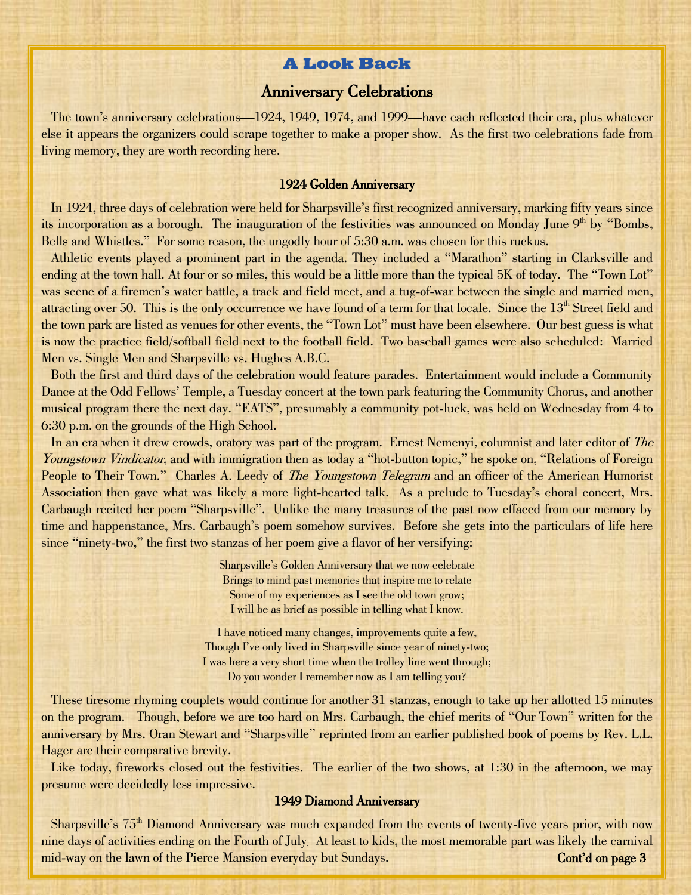## A Look Back

# Anniversary Celebrations

The town's anniversary celebrations—1924, 1949, 1974, and 1999—have each reflected their era, plus whatever else it appears the organizers could scrape together to make a proper show. As the first two celebrations fade from living memory, they are worth recording here.

### 1924 Golden Anniversary

In 1924, three days of celebration were held for Sharpsville's first recognized anniversary, marking fifty years since its incorporation as a borough. The inauguration of the festivities was announced on Monday June 9th by "Bombs, Bells and Whistles." For some reason, the ungodly hour of 5:30 a.m. was chosen for this ruckus.

Athletic events played a prominent part in the agenda. They included a "Marathon" starting in Clarksville and ending at the town hall. At four or so miles, this would be a little more than the typical 5K of today. The "Town Lot" was scene of a firemen's water battle, a track and field meet, and a tug-of-war between the single and married men, attracting over 50. This is the only occurrence we have found of a term for that locale. Since the 13th Street field and the town park are listed as venues for other events, the "Town Lot" must have been elsewhere. Our best guess is what is now the practice field/softball field next to the football field. Two baseball games were also scheduled: Married Men vs. Single Men and Sharpsville vs. Hughes A.B.C.

Both the first and third days of the celebration would feature parades. Entertainment would include a Community Dance at the Odd Fellows' Temple, a Tuesday concert at the town park featuring the Community Chorus, and another musical program there the next day. "EATS", presumably a community pot-luck, was held on Wednesday from 4 to 6:30 p.m. on the grounds of the High School.

In an era when it drew crowds, oratory was part of the program. Ernest Nemenyi, columnist and later editor of *The Youngstown Vindicator*, and with immigration then as today a "hot-button topic," he spoke on, "Relations of Foreign People to Their Town." Charles A. Leedy of *The Youngstown Telegram* and an officer of the American Humorist Association then gave what was likely a more light-hearted talk. As a prelude to Tuesday's choral concert, Mrs. Carbaugh recited her poem "Sharpsville". Unlike the many treasures of the past now effaced from our memory by time and happenstance, Mrs. Carbaugh's poem somehow survives. Before she gets into the particulars of life here since "ninety-two," the first two stanzas of her poem give a flavor of her versifying:

> Sharpsville's Golden Anniversary that we now celebrate
> Brings to mind past memories that inspire me to relate
> Some of my experiences as I see the old town grow;
> I will be as brief as possible in telling what I know.
>
> I have noticed many changes, improvements quite a few,
> Though I've only lived in Sharpsville since year of ninety-two;
> I was here a very short time when the trolley line went through;
> Do you wonder I remember now as I am telling you?

These tiresome rhyming couplets would continue for another 31 stanzas, enough to take up her allotted 15 minutes on the program. Though, before we are too hard on Mrs. Carbaugh, the chief merits of "Our Town" written for the anniversary by Mrs. Oran Stewart and "Sharpsville" reprinted from an earlier published book of poems by Rev. L.L. Hager are their comparative brevity.

Like today, fireworks closed out the festivities. The earlier of the two shows, at 1:30 in the afternoon, we may presume were decidedly less impressive.

### 1949 Diamond Anniversary

Sharpsville's 75th Diamond Anniversary was much expanded from the events of twenty-five years prior, with now nine days of activities ending on the Fourth of July. At least to kids, the most memorable part was likely the carnival mid-way on the lawn of the Pierce Mansion everyday but Sundays.

**Cont'd on page 3**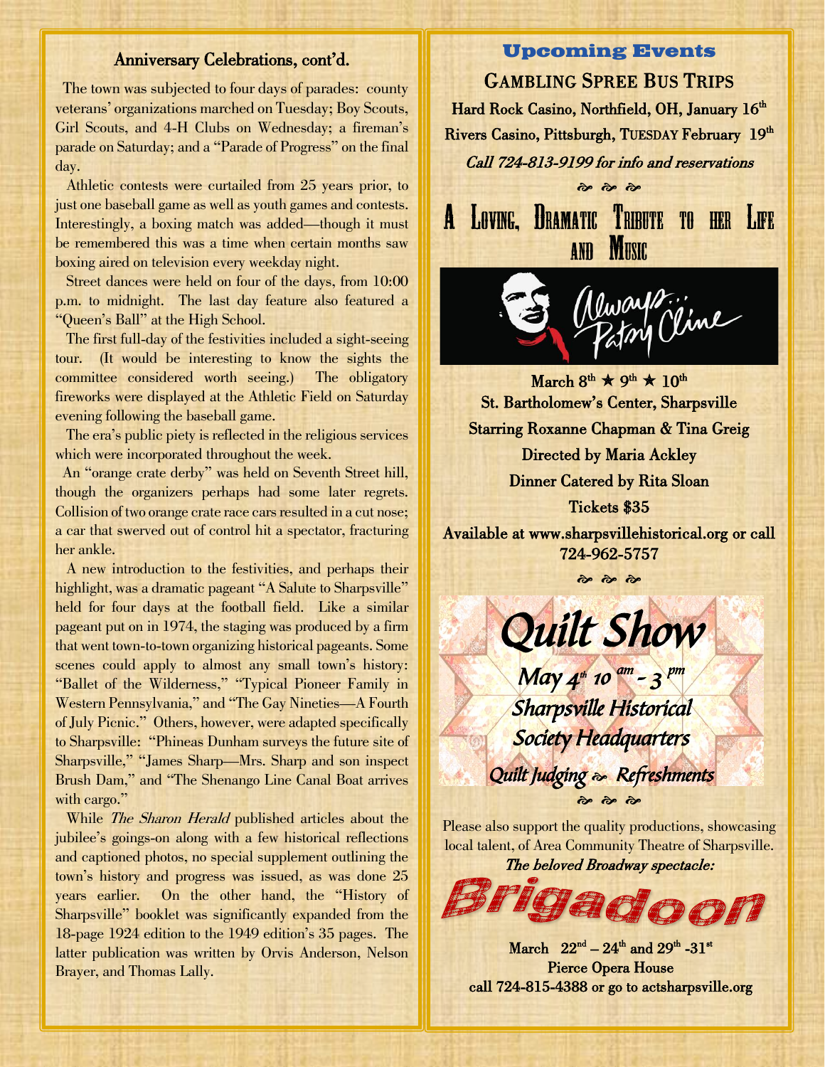## Anniversary Celebrations, cont'd.

The town was subjected to four days of parades: county veterans' organizations marched on Tuesday; Boy Scouts, Girl Scouts, and 4-H Clubs on Wednesday; a fireman's parade on Saturday; and a "Parade of Progress" on the final day.

Athletic contests were curtailed from 25 years prior, to just one baseball game as well as youth games and contests. Interestingly, a boxing match was added—though it must be remembered this was a time when certain months saw boxing aired on television every weekday night.

Street dances were held on four of the days, from 10:00 p.m. to midnight. The last day feature also featured a "Queen's Ball" at the High School.

The first full-day of the festivities included a sight-seeing tour. (It would be interesting to know the sights the committee considered worth seeing.) The obligatory fireworks were displayed at the Athletic Field on Saturday evening following the baseball game.

The era's public piety is reflected in the religious services which were incorporated throughout the week.

An "orange crate derby" was held on Seventh Street hill, though the organizers perhaps had some later regrets. Collision of two orange crate race cars resulted in a cut nose; a car that swerved out of control hit a spectator, fracturing her ankle.

A new introduction to the festivities, and perhaps their highlight, was a dramatic pageant "A Salute to Sharpsville" held for four days at the football field. Like a similar pageant put on in 1974, the staging was produced by a firm that went town-to-town organizing historical pageants. Some scenes could apply to almost any small town's history: "Ballet of the Wilderness," "Typical Pioneer Family in Western Pennsylvania," and "The Gay Nineties—A Fourth of July Picnic." Others, however, were adapted specifically to Sharpsville: "Phineas Dunham surveys the future site of Sharpsville," "James Sharp—Mrs. Sharp and son inspect Brush Dam," and "The Shenango Line Canal Boat arrives with cargo."

While *The Sharon Herald* published articles about the jubilee's goings-on along with a few historical reflections and captioned photos, no special supplement outlining the town's history and progress was issued, as was done 25 years earlier. On the other hand, the "History of Sharpsville" booklet was significantly expanded from the 18-page 1924 edition to the 1949 edition's 35 pages. The latter publication was written by Orvis Anderson, Nelson Brayer, and Thomas Lally.

## Upcoming Events

### Gambling Spree Bus Trips

**Hard Rock Casino, Northfield, OH, January 16th**

**Rivers Casino, Pittsburgh, TUESDAY February 19th**

*Call 724-813-9199 for info and reservations*

### A Loving, Dramatic Tribute to her Life and Music

**Always... Patsy Cline**

**March 8th ★ 9th ★ 10th**

**St. Bartholomew's Center, Sharpsville**

**Starring Roxanne Chapman & Tina Greig**

**Directed by Maria Ackley**

**Dinner Catered by Rita Sloan**

**Tickets $35**

**Available at www.sharpsvillehistorical.org or call 724-962-5757**

### Quilt Show

*May 4th 10 am - 3 pm*

*Sharpsville Historical Society Headquarters*

*Quilt Judging ~ Refreshments*

Please also support the quality productions, showcasing local talent, of Area Community Theatre of Sharpsville.

*The beloved Broadway spectacle:*

### Brigadoon

**March 22nd – 24th and 29th -31st**

**Pierce Opera House**

**call 724-815-4388 or go to actsharpsville.org**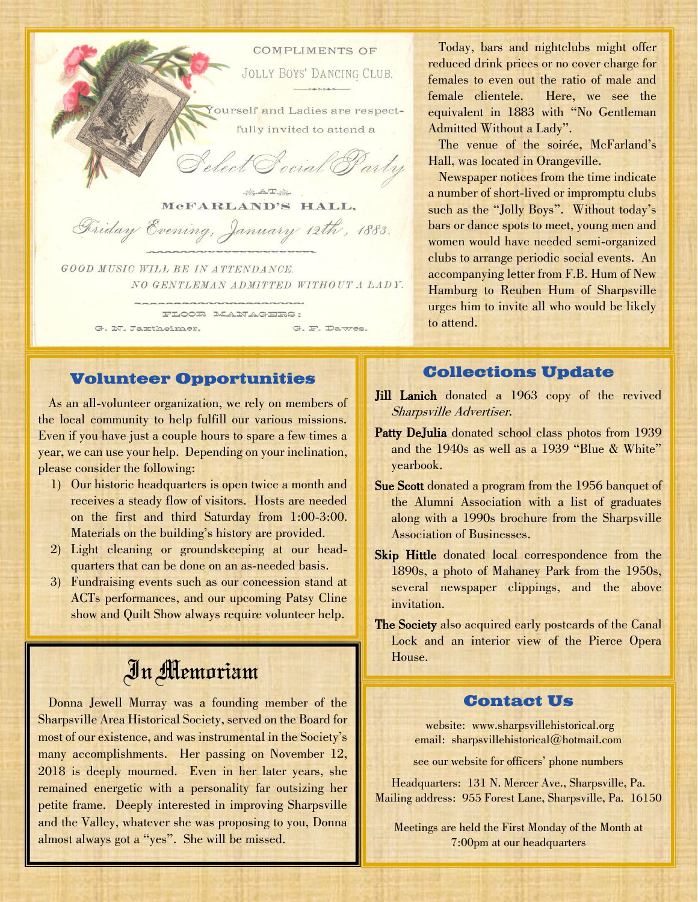COMPLIMENTS OF

JOLLY BOYS' DANCING CLUB.

Yourself and Ladies are respectfully invited to attend a

*Select Social Party*

AT

McFARLAND'S HALL,

*Friday Evening, January 12th, 1883.*

*GOOD MUSIC WILL BE IN ATTENDANCE.*

*NO GENTLEMAN ADMITTED WITHOUT A LADY.*

FLOOR MANAGERS:

G. N. Jaxtheimer, G. F. Dawes.

Today, bars and nightclubs might offer reduced drink prices or no cover charge for females to even out the ratio of male and female clientele. Here, we see the equivalent in 1883 with "No Gentleman Admitted Without a Lady".

The venue of the soirée, McFarland's Hall, was located in Orangeville.

Newspaper notices from the time indicate a number of short-lived or impromptu clubs such as the "Jolly Boys". Without today's bars or dance spots to meet, young men and women would have needed semi-organized clubs to arrange periodic social events. An accompanying letter from F.B. Hum of New Hamburg to Reuben Hum of Sharpsville urges him to invite all who would be likely to attend.

## Volunteer Opportunities

As an all-volunteer organization, we rely on members of the local community to help fulfill our various missions. Even if you have just a couple hours to spare a few times a year, we can use your help. Depending on your inclination, please consider the following:

1) Our historic headquarters is open twice a month and receives a steady flow of visitors. Hosts are needed on the first and third Saturday from 1:00-3:00. Materials on the building's history are provided.
2) Light cleaning or groundskeeping at our headquarters that can be done on an as-needed basis.
3) Fundraising events such as our concession stand at ACTs performances, and our upcoming Patsy Cline show and Quilt Show always require volunteer help.

## In Memoriam

Donna Jewell Murray was a founding member of the Sharpsville Area Historical Society, served on the Board for most of our existence, and was instrumental in the Society's many accomplishments. Her passing on November 12, 2018 is deeply mourned. Even in her later years, she remained energetic with a personality far outsizing her petite frame. Deeply interested in improving Sharpsville and the Valley, whatever she was proposing to you, Donna almost always got a "yes". She will be missed.

## Collections Update

**Jill Lanich** donated a 1963 copy of the revived *Sharpsville Advertiser*.

**Patty DeJulia** donated school class photos from 1939 and the 1940s as well as a 1939 "Blue & White" yearbook.

**Sue Scott** donated a program from the 1956 banquet of the Alumni Association with a list of graduates along with a 1990s brochure from the Sharpsville Association of Businesses.

**Skip Hittle** donated local correspondence from the 1890s, a photo of Mahaney Park from the 1950s, several newspaper clippings, and the above invitation.

**The Society** also acquired early postcards of the Canal Lock and an interior view of the Pierce Opera House.

## Contact Us

website: www.sharpsvillehistorical.org
email: sharpsvillehistorical@hotmail.com

see our website for officers' phone numbers

Headquarters: 131 N. Mercer Ave., Sharpsville, Pa.
Mailing address: 955 Forest Lane, Sharpsville, Pa. 16150

Meetings are held the First Monday of the Month at 7:00pm at our headquarters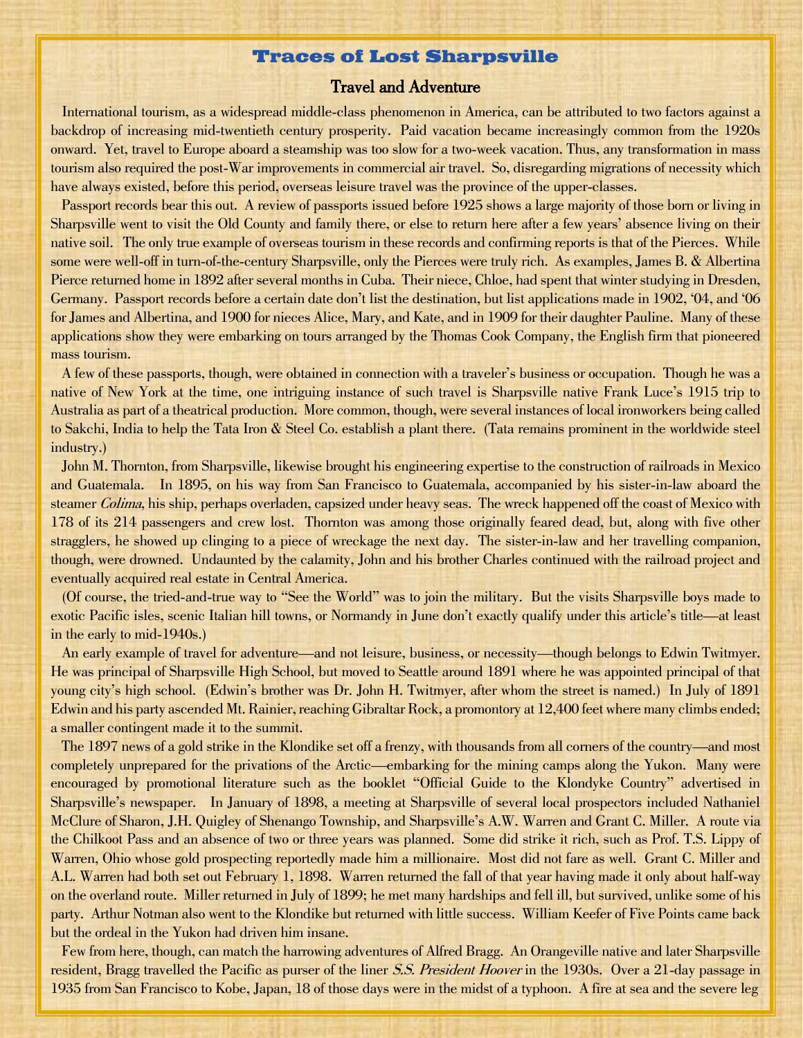# Traces of Lost Sharpsville

## Travel and Adventure

International tourism, as a widespread middle-class phenomenon in America, can be attributed to two factors against a backdrop of increasing mid-twentieth century prosperity. Paid vacation became increasingly common from the 1920s onward. Yet, travel to Europe aboard a steamship was too slow for a two-week vacation. Thus, any transformation in mass tourism also required the post-War improvements in commercial air travel. So, disregarding migrations of necessity which have always existed, before this period, overseas leisure travel was the province of the upper-classes.

Passport records bear this out. A review of passports issued before 1925 shows a large majority of those born or living in Sharpsville went to visit the Old County and family there, or else to return here after a few years' absence living on their native soil. The only true example of overseas tourism in these records and confirming reports is that of the Pierces. While some were well-off in turn-of-the-century Sharpsville, only the Pierces were truly rich. As examples, James B. & Albertina Pierce returned home in 1892 after several months in Cuba. Their niece, Chloe, had spent that winter studying in Dresden, Germany. Passport records before a certain date don't list the destination, but list applications made in 1902, '04, and '06 for James and Albertina, and 1900 for nieces Alice, Mary, and Kate, and in 1909 for their daughter Pauline. Many of these applications show they were embarking on tours arranged by the Thomas Cook Company, the English firm that pioneered mass tourism.

A few of these passports, though, were obtained in connection with a traveler's business or occupation. Though he was a native of New York at the time, one intriguing instance of such travel is Sharpsville native Frank Luce's 1915 trip to Australia as part of a theatrical production. More common, though, were several instances of local ironworkers being called to Sakchi, India to help the Tata Iron & Steel Co. establish a plant there. (Tata remains prominent in the worldwide steel industry.)

John M. Thornton, from Sharpsville, likewise brought his engineering expertise to the construction of railroads in Mexico and Guatemala. In 1895, on his way from San Francisco to Guatemala, accompanied by his sister-in-law aboard the steamer *Colima*, his ship, perhaps overladen, capsized under heavy seas. The wreck happened off the coast of Mexico with 178 of its 214 passengers and crew lost. Thornton was among those originally feared dead, but, along with five other stragglers, he showed up clinging to a piece of wreckage the next day. The sister-in-law and her travelling companion, though, were drowned. Undaunted by the calamity, John and his brother Charles continued with the railroad project and eventually acquired real estate in Central America.

(Of course, the tried-and-true way to "See the World" was to join the military. But the visits Sharpsville boys made to exotic Pacific isles, scenic Italian hill towns, or Normandy in June don't exactly qualify under this article's title—at least in the early to mid-1940s.)

An early example of travel for adventure—and not leisure, business, or necessity—though belongs to Edwin Twitmyer. He was principal of Sharpsville High School, but moved to Seattle around 1891 where he was appointed principal of that young city's high school. (Edwin's brother was Dr. John H. Twitmyer, after whom the street is named.) In July of 1891 Edwin and his party ascended Mt. Rainier, reaching Gibraltar Rock, a promontory at 12,400 feet where many climbs ended; a smaller contingent made it to the summit.

The 1897 news of a gold strike in the Klondike set off a frenzy, with thousands from all corners of the country—and most completely unprepared for the privations of the Arctic—embarking for the mining camps along the Yukon. Many were encouraged by promotional literature such as the booklet "Official Guide to the Klondyke Country" advertised in Sharpsville's newspaper. In January of 1898, a meeting at Sharpsville of several local prospectors included Nathaniel McClure of Sharon, J.H. Quigley of Shenango Township, and Sharpsville's A.W. Warren and Grant C. Miller. A route via the Chilkoot Pass and an absence of two or three years was planned. Some did strike it rich, such as Prof. T.S. Lippy of Warren, Ohio whose gold prospecting reportedly made him a millionaire. Most did not fare as well. Grant C. Miller and A.L. Warren had both set out February 1, 1898. Warren returned the fall of that year having made it only about half-way on the overland route. Miller returned in July of 1899; he met many hardships and fell ill, but survived, unlike some of his party. Arthur Notman also went to the Klondike but returned with little success. William Keefer of Five Points came back but the ordeal in the Yukon had driven him insane.

Few from here, though, can match the harrowing adventures of Alfred Bragg. An Orangeville native and later Sharpsville resident, Bragg travelled the Pacific as purser of the liner *S.S. President Hoover* in the 1930s. Over a 21-day passage in 1935 from San Francisco to Kobe, Japan, 18 of those days were in the midst of a typhoon. A fire at sea and the severe leg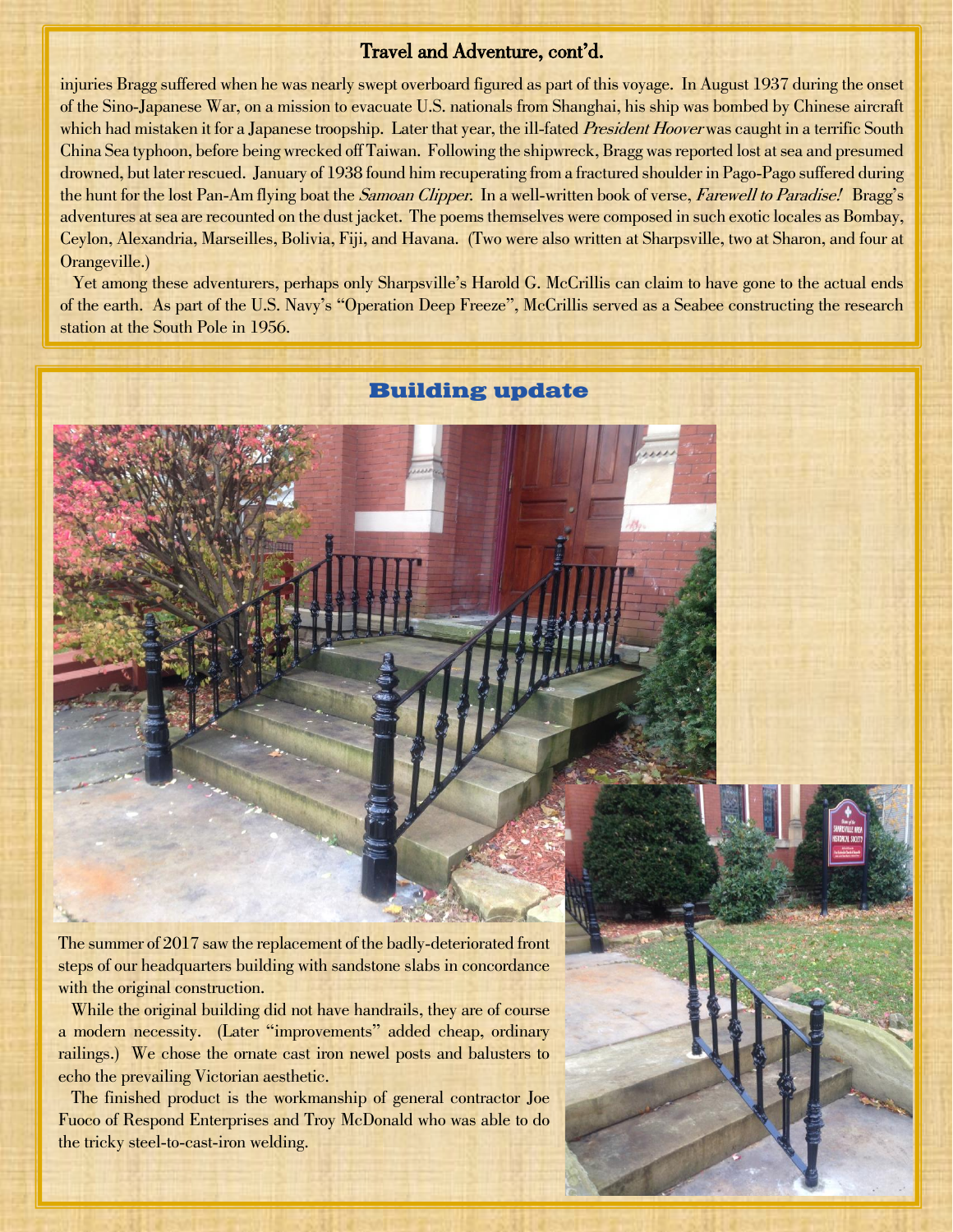## Travel and Adventure, cont'd.

injuries Bragg suffered when he was nearly swept overboard figured as part of this voyage. In August 1937 during the onset of the Sino-Japanese War, on a mission to evacuate U.S. nationals from Shanghai, his ship was bombed by Chinese aircraft which had mistaken it for a Japanese troopship. Later that year, the ill-fated *President Hoover* was caught in a terrific South China Sea typhoon, before being wrecked off Taiwan. Following the shipwreck, Bragg was reported lost at sea and presumed drowned, but later rescued. January of 1938 found him recuperating from a fractured shoulder in Pago-Pago suffered during the hunt for the lost Pan-Am flying boat the *Samoan Clipper*. In a well-written book of verse, *Farewell to Paradise!* Bragg's adventures at sea are recounted on the dust jacket. The poems themselves were composed in such exotic locales as Bombay, Ceylon, Alexandria, Marseilles, Bolivia, Fiji, and Havana. (Two were also written at Sharpsville, two at Sharon, and four at Orangeville.)

Yet among these adventurers, perhaps only Sharpsville's Harold G. McCrillis can claim to have gone to the actual ends of the earth. As part of the U.S. Navy's "Operation Deep Freeze", McCrillis served as a Seabee constructing the research station at the South Pole in 1956.

## Building update

The summer of 2017 saw the replacement of the badly-deteriorated front steps of our headquarters building with sandstone slabs in concordance with the original construction.

While the original building did not have handrails, they are of course a modern necessity. (Later "improvements" added cheap, ordinary railings.) We chose the ornate cast iron newel posts and balusters to echo the prevailing Victorian aesthetic.

The finished product is the workmanship of general contractor Joe Fuoco of Respond Enterprises and Troy McDonald who was able to do the tricky steel-to-cast-iron welding.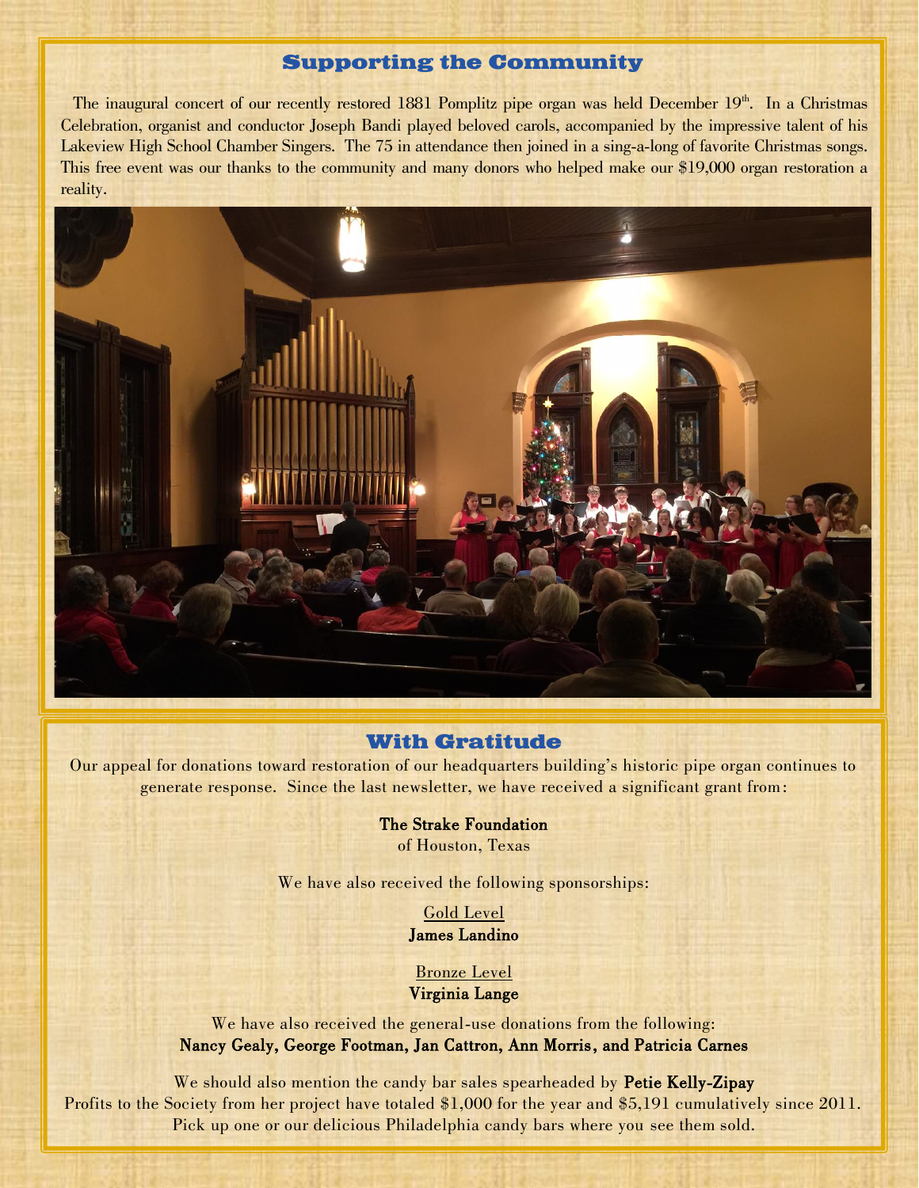## Supporting the Community

The inaugural concert of our recently restored 1881 Pomplitz pipe organ was held December 19th. In a Christmas Celebration, organist and conductor Joseph Bandi played beloved carols, accompanied by the impressive talent of his Lakeview High School Chamber Singers. The 75 in attendance then joined in a sing-a-long of favorite Christmas songs. This free event was our thanks to the community and many donors who helped make our $19,000 organ restoration a reality.

## With Gratitude

Our appeal for donations toward restoration of our headquarters building's historic pipe organ continues to generate response. Since the last newsletter, we have received a significant grant from:

**The Strake Foundation**
of Houston, Texas

We have also received the following sponsorships:

Gold Level
**James Landino**

Bronze Level
**Virginia Lange**

We have also received the general-use donations from the following:
**Nancy Gealy, George Footman, Jan Cattron, Ann Morris, and Patricia Carnes**

We should also mention the candy bar sales spearheaded by **Petie Kelly-Zipay**
Profits to the Society from her project have totaled $1,000 for the year and $5,191 cumulatively since 2011.
Pick up one or our delicious Philadelphia candy bars where you see them sold.